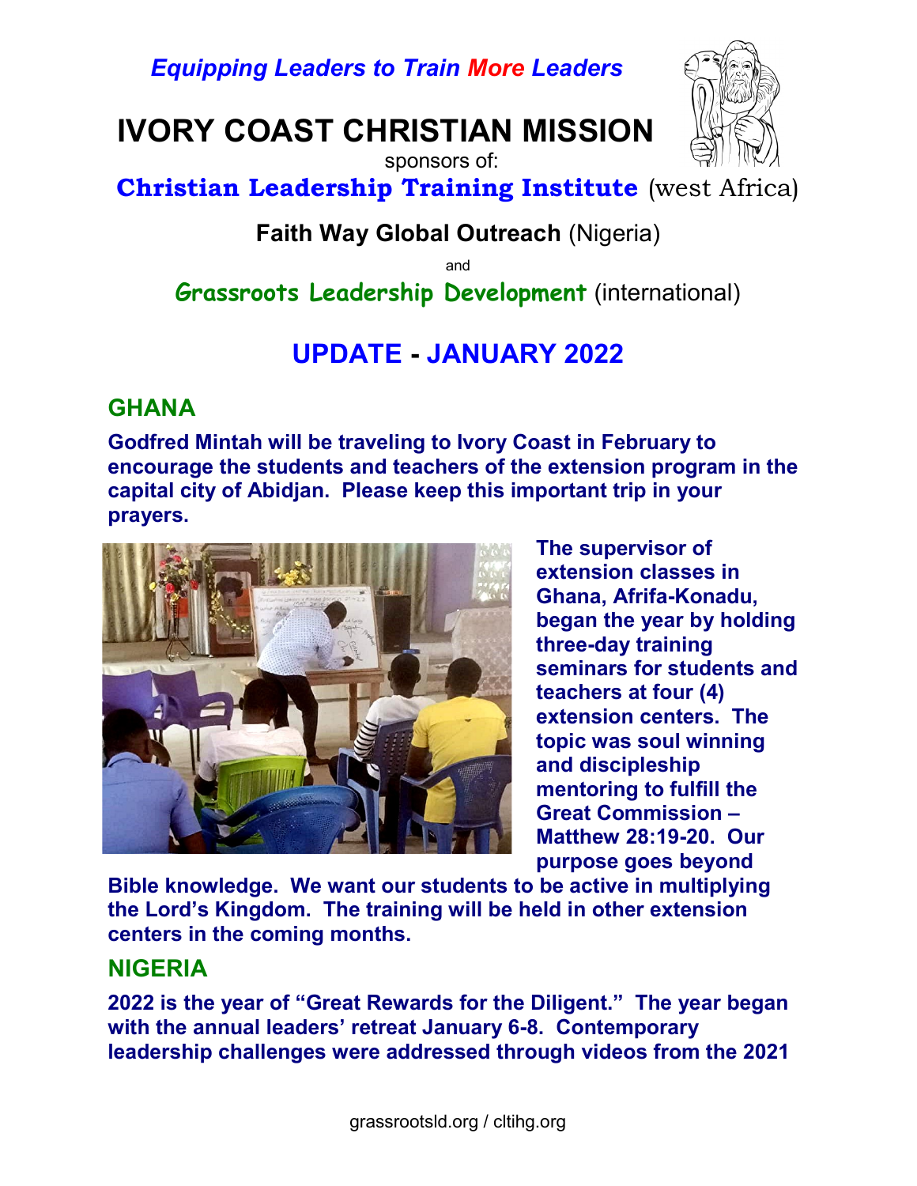*Equipping Leaders to Train More Leaders*

# IVORY COAST CHRISTIAN MISSION

sponsors of:

**Christian Leadership Training Institute** (west Africa)

**Faith Way Global Outreach** (Nigeria)

and

**Grassroots Leadership Development** (international)

## UPDATE - JANUARY 2022

## GHANA

**Godfred Mintah will be traveling to Ivory Coast in February to encourage the students and teachers of the extension program in the capital city of Abidjan. Please keep this important trip in your prayers.**

**The supervisor of extension classes in Ghana, Afrifa-Konadu, began the year by holding three-day training seminars for students and teachers at four (4) extension centers. The topic was soul winning and discipleship mentoring to fulfill the Great Commission – Matthew 28:19-20. Our purpose goes beyond Bible knowledge. We want our students to be active in multiplying the Lord's Kingdom. The training will be held in other extension centers in the coming months.**

## NIGERIA

**2022 is the year of "Great Rewards for the Diligent." The year began with the annual leaders' retreat January 6-8. Contemporary leadership challenges were addressed through videos from the 2021**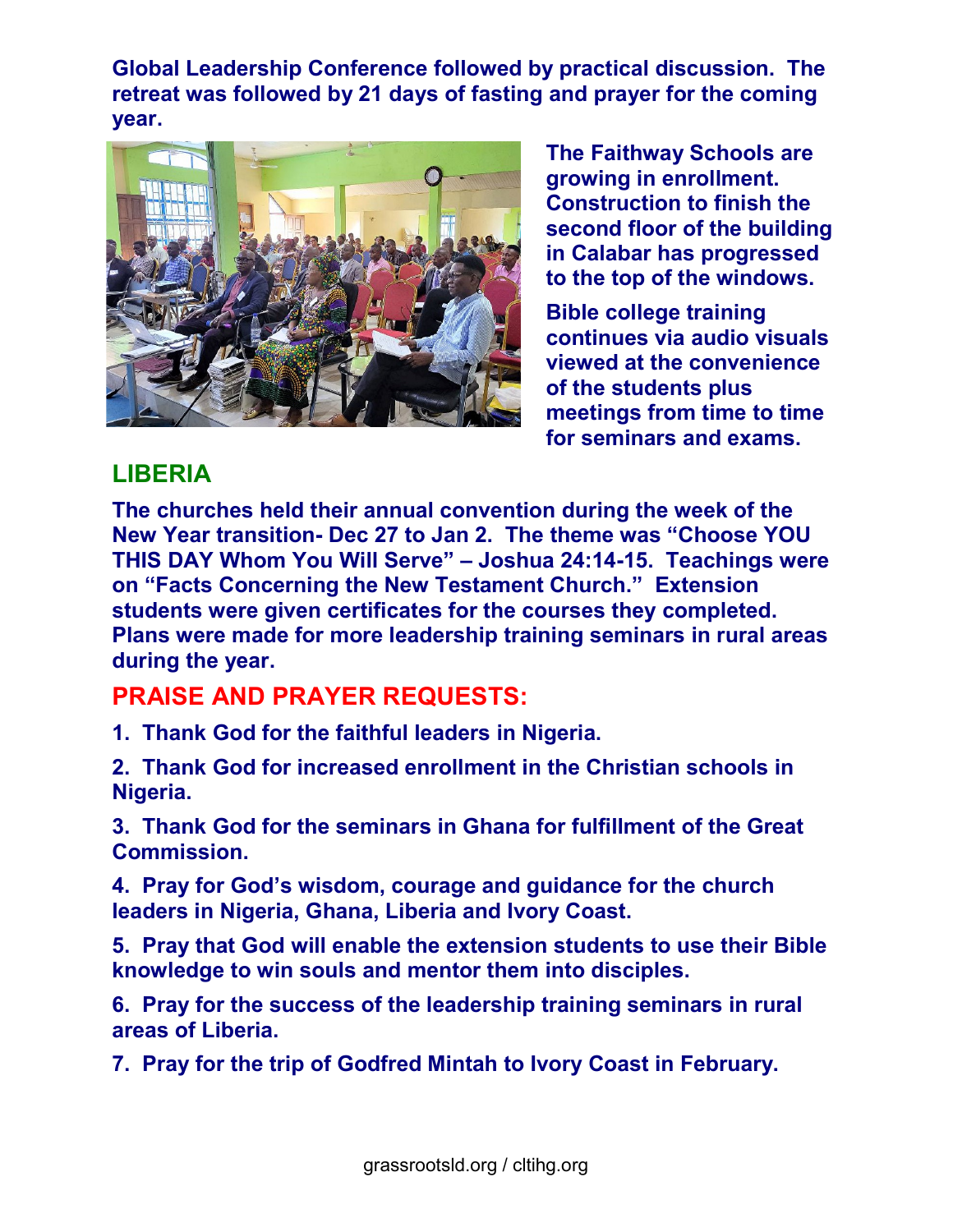**Global Leadership Conference followed by practical discussion. The retreat was followed by 21 days of fasting and prayer for the coming year.**

**The Faithway Schools are growing in enrollment. Construction to finish the second floor of the building in Calabar has progressed to the top of the windows.**

**Bible college training continues via audio visuals viewed at the convenience of the students plus meetings from time to time for seminars and exams.**

## LIBERIA

**The churches held their annual convention during the week of the New Year transition- Dec 27 to Jan 2. The theme was "Choose YOU THIS DAY Whom You Will Serve" – Joshua 24:14-15. Teachings were on "Facts Concerning the New Testament Church." Extension students were given certificates for the courses they completed. Plans were made for more leadership training seminars in rural areas during the year.**

## PRAISE AND PRAYER REQUESTS:

1. **Thank God for the faithful leaders in Nigeria.**
2. **Thank God for increased enrollment in the Christian schools in Nigeria.**
3. **Thank God for the seminars in Ghana for fulfillment of the Great Commission.**
4. **Pray for God's wisdom, courage and guidance for the church leaders in Nigeria, Ghana, Liberia and Ivory Coast.**
5. **Pray that God will enable the extension students to use their Bible knowledge to win souls and mentor them into disciples.**
6. **Pray for the success of the leadership training seminars in rural areas of Liberia.**
7. **Pray for the trip of Godfred Mintah to Ivory Coast in February.**

grassrootsld.org / cltihg.org